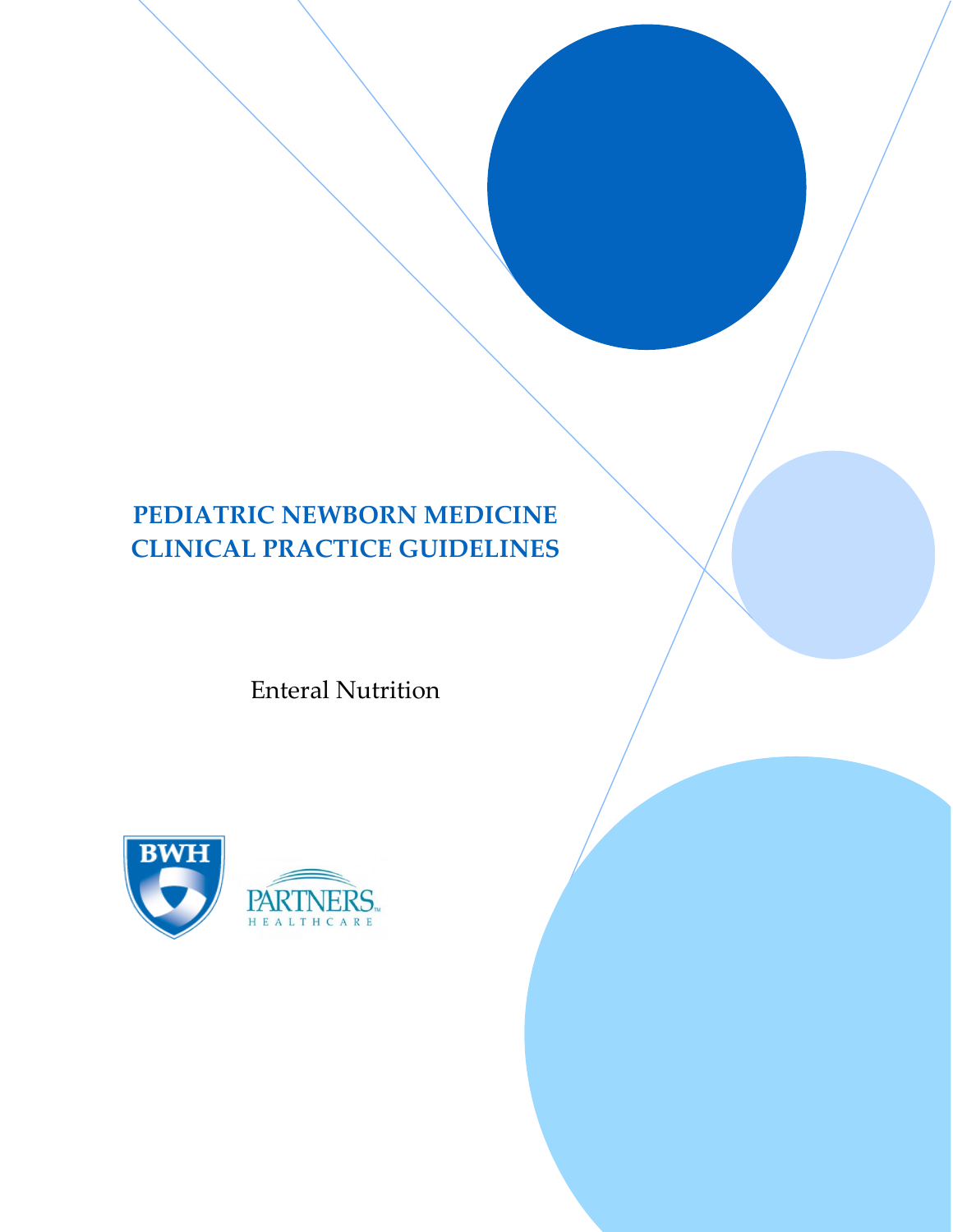# PEDIATRIC NEWBORN MEDICINE CLINICAL PRACTICE GUIDELINES

Enteral Nutrition

BWH

PARTNERS HEALTHCARE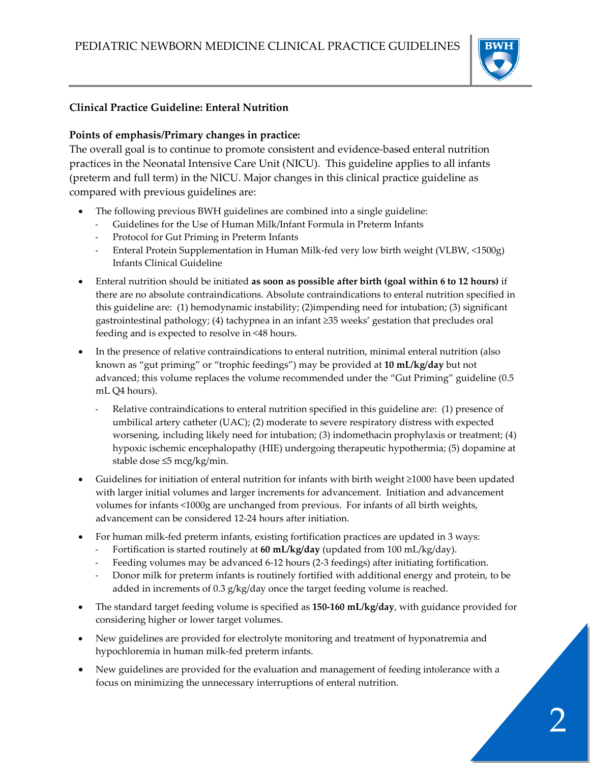## Clinical Practice Guideline: Enteral Nutrition

### Points of emphasis/Primary changes in practice:

The overall goal is to continue to promote consistent and evidence-based enteral nutrition practices in the Neonatal Intensive Care Unit (NICU). This guideline applies to all infants (preterm and full term) in the NICU. Major changes in this clinical practice guideline as compared with previous guidelines are:

- The following previous BWH guidelines are combined into a single guideline:
  - Guidelines for the Use of Human Milk/Infant Formula in Preterm Infants
  - Protocol for Gut Priming in Preterm Infants
  - Enteral Protein Supplementation in Human Milk-fed very low birth weight (VLBW, <1500g) Infants Clinical Guideline
- Enteral nutrition should be initiated **as soon as possible after birth (goal within 6 to 12 hours)** if there are no absolute contraindications. Absolute contraindications to enteral nutrition specified in this guideline are: (1) hemodynamic instability; (2)impending need for intubation; (3) significant gastrointestinal pathology; (4) tachypnea in an infant ≥35 weeks' gestation that precludes oral feeding and is expected to resolve in <48 hours.
- In the presence of relative contraindications to enteral nutrition, minimal enteral nutrition (also known as "gut priming" or "trophic feedings") may be provided at **10 mL/kg/day** but not advanced; this volume replaces the volume recommended under the "Gut Priming" guideline (0.5 mL Q4 hours).
  - Relative contraindications to enteral nutrition specified in this guideline are: (1) presence of umbilical artery catheter (UAC); (2) moderate to severe respiratory distress with expected worsening, including likely need for intubation; (3) indomethacin prophylaxis or treatment; (4) hypoxic ischemic encephalopathy (HIE) undergoing therapeutic hypothermia; (5) dopamine at stable dose ≤5 mcg/kg/min.
- Guidelines for initiation of enteral nutrition for infants with birth weight ≥1000 have been updated with larger initial volumes and larger increments for advancement. Initiation and advancement volumes for infants <1000g are unchanged from previous. For infants of all birth weights, advancement can be considered 12-24 hours after initiation.
- For human milk-fed preterm infants, existing fortification practices are updated in 3 ways:
  - Fortification is started routinely at **60 mL/kg/day** (updated from 100 mL/kg/day).
  - Feeding volumes may be advanced 6-12 hours (2-3 feedings) after initiating fortification.
  - Donor milk for preterm infants is routinely fortified with additional energy and protein, to be added in increments of 0.3 g/kg/day once the target feeding volume is reached.
- The standard target feeding volume is specified as **150-160 mL/kg/day**, with guidance provided for considering higher or lower target volumes.
- New guidelines are provided for electrolyte monitoring and treatment of hyponatremia and hypochloremia in human milk-fed preterm infants.
- New guidelines are provided for the evaluation and management of feeding intolerance with a focus on minimizing the unnecessary interruptions of enteral nutrition.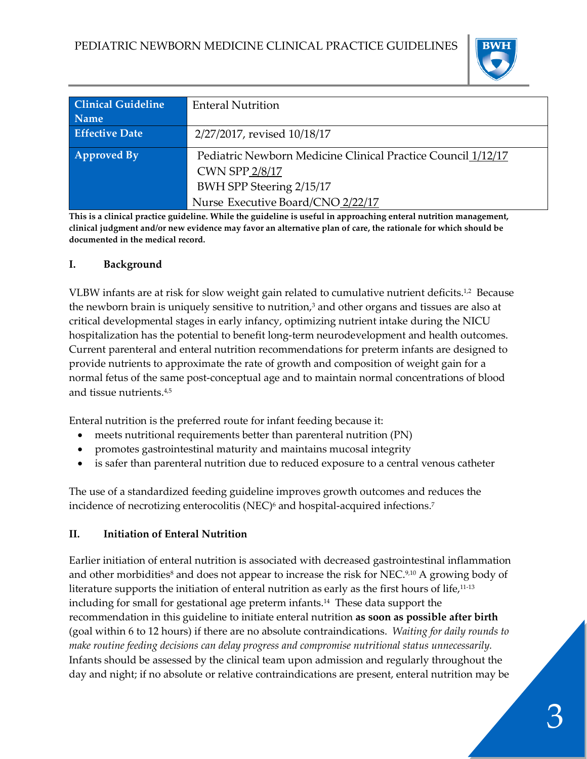PEDIATRIC NEWBORN MEDICINE CLINICAL PRACTICE GUIDELINES

| Clinical Guideline Name | Enteral Nutrition |
|---|---|
| Effective Date | 2/27/2017, revised 10/18/17 |
| Approved By | Pediatric Newborn Medicine Clinical Practice Council 1/12/17<br>CWN SPP 2/8/17<br>BWH SPP Steering 2/15/17<br>Nurse Executive Board/CNO 2/22/17 |

**This is a clinical practice guideline. While the guideline is useful in approaching enteral nutrition management, clinical judgment and/or new evidence may favor an alternative plan of care, the rationale for which should be documented in the medical record.**

## I. Background

VLBW infants are at risk for slow weight gain related to cumulative nutrient deficits.[1,2] Because the newborn brain is uniquely sensitive to nutrition,[3] and other organs and tissues are also at critical developmental stages in early infancy, optimizing nutrient intake during the NICU hospitalization has the potential to benefit long-term neurodevelopment and health outcomes. Current parenteral and enteral nutrition recommendations for preterm infants are designed to provide nutrients to approximate the rate of growth and composition of weight gain for a normal fetus of the same post-conceptual age and to maintain normal concentrations of blood and tissue nutrients.[4,5]

Enteral nutrition is the preferred route for infant feeding because it:

- meets nutritional requirements better than parenteral nutrition (PN)
- promotes gastrointestinal maturity and maintains mucosal integrity
- is safer than parenteral nutrition due to reduced exposure to a central venous catheter

The use of a standardized feeding guideline improves growth outcomes and reduces the incidence of necrotizing enterocolitis (NEC)[6] and hospital-acquired infections.[7]

## II. Initiation of Enteral Nutrition

Earlier initiation of enteral nutrition is associated with decreased gastrointestinal inflammation and other morbidities[8] and does not appear to increase the risk for NEC.[9,10] A growing body of literature supports the initiation of enteral nutrition as early as the first hours of life,[11-13] including for small for gestational age preterm infants.[14] These data support the recommendation in this guideline to initiate enteral nutrition **as soon as possible after birth** (goal within 6 to 12 hours) if there are no absolute contraindications. *Waiting for daily rounds to make routine feeding decisions can delay progress and compromise nutritional status unnecessarily.* Infants should be assessed by the clinical team upon admission and regularly throughout the day and night; if no absolute or relative contraindications are present, enteral nutrition may be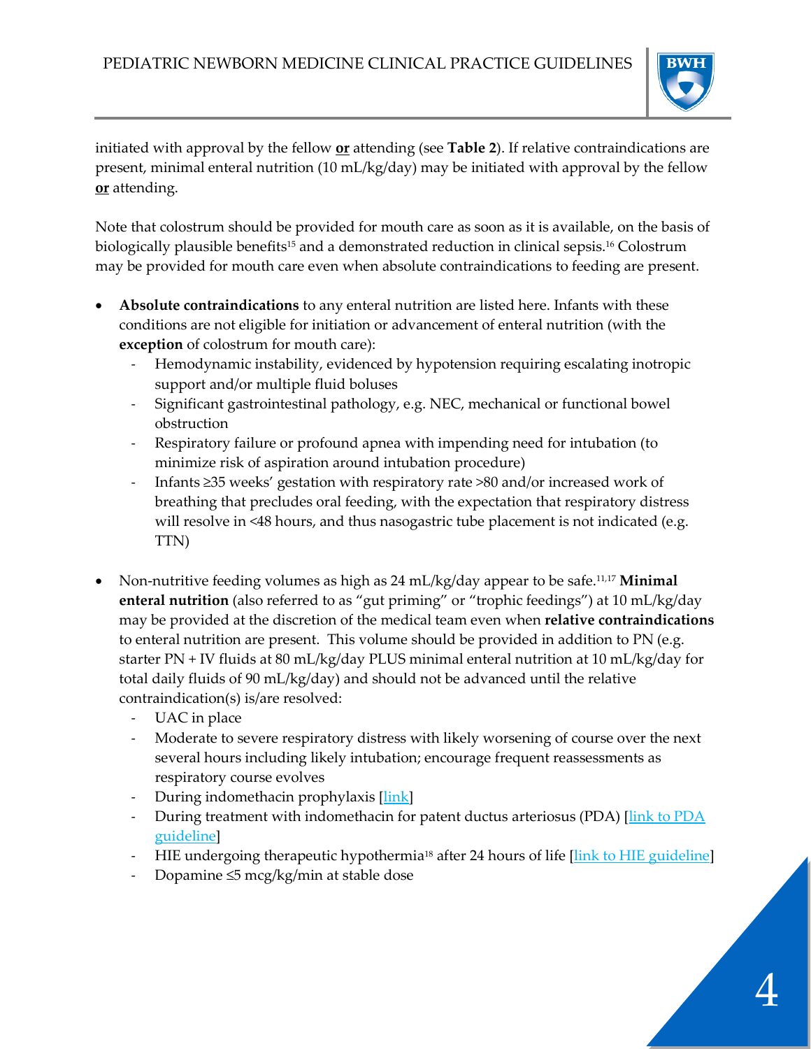initiated with approval by the fellow **or** attending (see **Table 2**). If relative contraindications are present, minimal enteral nutrition (10 mL/kg/day) may be initiated with approval by the fellow **or** attending.

Note that colostrum should be provided for mouth care as soon as it is available, on the basis of biologically plausible benefits[15] and a demonstrated reduction in clinical sepsis.[16] Colostrum may be provided for mouth care even when absolute contraindications to feeding are present.

- **Absolute contraindications** to any enteral nutrition are listed here. Infants with these conditions are not eligible for initiation or advancement of enteral nutrition (with the **exception** of colostrum for mouth care):
  - Hemodynamic instability, evidenced by hypotension requiring escalating inotropic support and/or multiple fluid boluses
  - Significant gastrointestinal pathology, e.g. NEC, mechanical or functional bowel obstruction
  - Respiratory failure or profound apnea with impending need for intubation (to minimize risk of aspiration around intubation procedure)
  - Infants ≥35 weeks' gestation with respiratory rate >80 and/or increased work of breathing that precludes oral feeding, with the expectation that respiratory distress will resolve in <48 hours, and thus nasogastric tube placement is not indicated (e.g. TTN)

- Non-nutritive feeding volumes as high as 24 mL/kg/day appear to be safe.[11,17] **Minimal enteral nutrition** (also referred to as "gut priming" or "trophic feedings") at 10 mL/kg/day may be provided at the discretion of the medical team even when **relative contraindications** to enteral nutrition are present. This volume should be provided in addition to PN (e.g. starter PN + IV fluids at 80 mL/kg/day PLUS minimal enteral nutrition at 10 mL/kg/day for total daily fluids of 90 mL/kg/day) and should not be advanced until the relative contraindication(s) is/are resolved:
  - UAC in place
  - Moderate to severe respiratory distress with likely worsening of course over the next several hours including likely intubation; encourage frequent reassessments as respiratory course evolves
  - During indomethacin prophylaxis [link]
  - During treatment with indomethacin for patent ductus arteriosus (PDA) [link to PDA guideline]
  - HIE undergoing therapeutic hypothermia[18] after 24 hours of life [link to HIE guideline]
  - Dopamine ≤5 mcg/kg/min at stable dose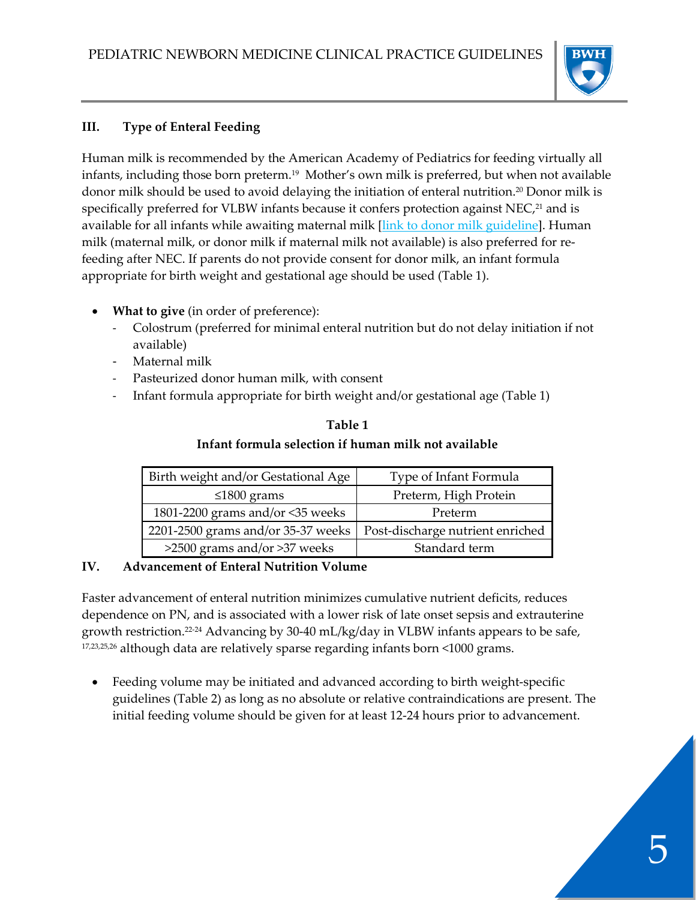## III. Type of Enteral Feeding

Human milk is recommended by the American Academy of Pediatrics for feeding virtually all infants, including those born preterm.[19] Mother's own milk is preferred, but when not available donor milk should be used to avoid delaying the initiation of enteral nutrition.[20] Donor milk is specifically preferred for VLBW infants because it confers protection against NEC,[21] and is available for all infants while awaiting maternal milk [link to donor milk guideline]. Human milk (maternal milk, or donor milk if maternal milk not available) is also preferred for re-feeding after NEC. If parents do not provide consent for donor milk, an infant formula appropriate for birth weight and gestational age should be used (Table 1).

- **What to give** (in order of preference):
  - Colostrum (preferred for minimal enteral nutrition but do not delay initiation if not available)
  - Maternal milk
  - Pasteurized donor human milk, with consent
  - Infant formula appropriate for birth weight and/or gestational age (Table 1)

**Table 1**

**Infant formula selection if human milk not available**

| Birth weight and/or Gestational Age | Type of Infant Formula |
|---|---|
| ≤1800 grams | Preterm, High Protein |
| 1801-2200 grams and/or <35 weeks | Preterm |
| 2201-2500 grams and/or 35-37 weeks | Post-discharge nutrient enriched |
| >2500 grams and/or >37 weeks | Standard term |

## IV. Advancement of Enteral Nutrition Volume

Faster advancement of enteral nutrition minimizes cumulative nutrient deficits, reduces dependence on PN, and is associated with a lower risk of late onset sepsis and extrauterine growth restriction.[22-24] Advancing by 30-40 mL/kg/day in VLBW infants appears to be safe,[17,23,25,26] although data are relatively sparse regarding infants born <1000 grams.

- Feeding volume may be initiated and advanced according to birth weight-specific guidelines (Table 2) as long as no absolute or relative contraindications are present. The initial feeding volume should be given for at least 12-24 hours prior to advancement.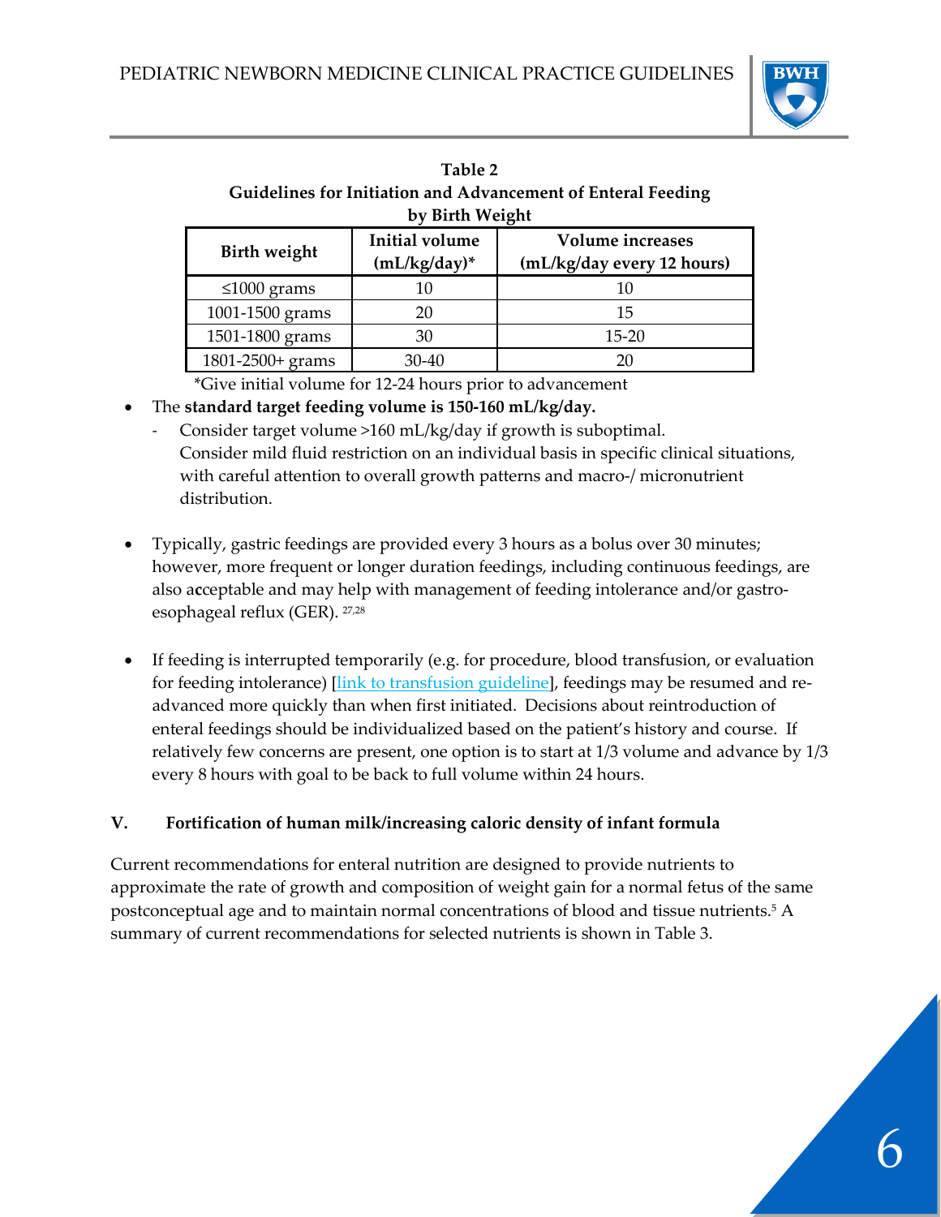**Table 2**
**Guidelines for Initiation and Advancement of Enteral Feeding by Birth Weight**

| Birth weight | Initial volume (mL/kg/day)* | Volume increases (mL/kg/day every 12 hours) |
|---|---|---|
| ≤1000 grams | 10 | 10 |
| 1001-1500 grams | 20 | 15 |
| 1501-1800 grams | 30 | 15-20 |
| 1801-2500+ grams | 30-40 | 20 |

*Give initial volume for 12-24 hours prior to advancement

- The **standard target feeding volume is 150-160 mL/kg/day.**
  - Consider target volume >160 mL/kg/day if growth is suboptimal.
    Consider mild fluid restriction on an individual basis in specific clinical situations, with careful attention to overall growth patterns and macro-/ micronutrient distribution.

- Typically, gastric feedings are provided every 3 hours as a bolus over 30 minutes; however, more frequent or longer duration feedings, including continuous feedings, are also acceptable and may help with management of feeding intolerance and/or gastro-esophageal reflux (GER).[27,28]

- If feeding is interrupted temporarily (e.g. for procedure, blood transfusion, or evaluation for feeding intolerance) [link to transfusion guideline], feedings may be resumed and re-advanced more quickly than when first initiated. Decisions about reintroduction of enteral feedings should be individualized based on the patient's history and course. If relatively few concerns are present, one option is to start at 1/3 volume and advance by 1/3 every 8 hours with goal to be back to full volume within 24 hours.

## V. Fortification of human milk/increasing caloric density of infant formula

Current recommendations for enteral nutrition are designed to provide nutrients to approximate the rate of growth and composition of weight gain for a normal fetus of the same postconceptual age and to maintain normal concentrations of blood and tissue nutrients.[5] A summary of current recommendations for selected nutrients is shown in Table 3.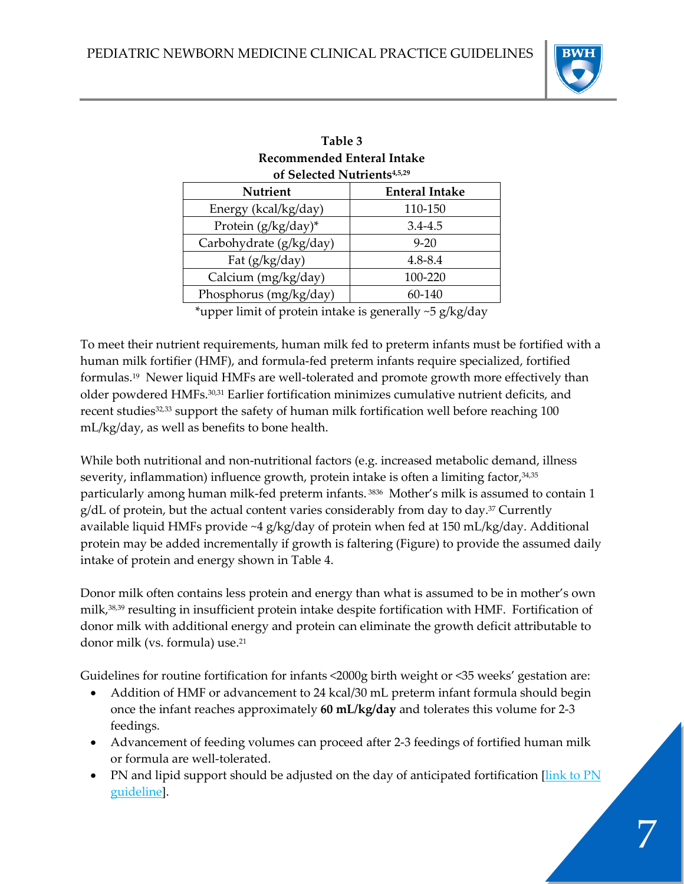**Table 3**
**Recommended Enteral Intake of Selected Nutrients**[4,5,29]

| Nutrient | Enteral Intake |
|---|---|
| Energy (kcal/kg/day) | 110-150 |
| Protein (g/kg/day)* | 3.4-4.5 |
| Carbohydrate (g/kg/day) | 9-20 |
| Fat (g/kg/day) | 4.8-8.4 |
| Calcium (mg/kg/day) | 100-220 |
| Phosphorus (mg/kg/day) | 60-140 |

*upper limit of protein intake is generally ~5 g/kg/day

To meet their nutrient requirements, human milk fed to preterm infants must be fortified with a human milk fortifier (HMF), and formula-fed preterm infants require specialized, fortified formulas.[19] Newer liquid HMFs are well-tolerated and promote growth more effectively than older powdered HMFs.[30,31] Earlier fortification minimizes cumulative nutrient deficits, and recent studies[32,33] support the safety of human milk fortification well before reaching 100 mL/kg/day, as well as benefits to bone health.

While both nutritional and non-nutritional factors (e.g. increased metabolic demand, illness severity, inflammation) influence growth, protein intake is often a limiting factor,[34,35] particularly among human milk-fed preterm infants.[3836] Mother's milk is assumed to contain 1 g/dL of protein, but the actual content varies considerably from day to day.[37] Currently available liquid HMFs provide ~4 g/kg/day of protein when fed at 150 mL/kg/day. Additional protein may be added incrementally if growth is faltering (Figure) to provide the assumed daily intake of protein and energy shown in Table 4.

Donor milk often contains less protein and energy than what is assumed to be in mother's own milk,[38,39] resulting in insufficient protein intake despite fortification with HMF. Fortification of donor milk with additional energy and protein can eliminate the growth deficit attributable to donor milk (vs. formula) use.[21]

Guidelines for routine fortification for infants <2000g birth weight or <35 weeks' gestation are:

- Addition of HMF or advancement to 24 kcal/30 mL preterm infant formula should begin once the infant reaches approximately **60 mL/kg/day** and tolerates this volume for 2-3 feedings.
- Advancement of feeding volumes can proceed after 2-3 feedings of fortified human milk or formula are well-tolerated.
- PN and lipid support should be adjusted on the day of anticipated fortification [link to PN guideline].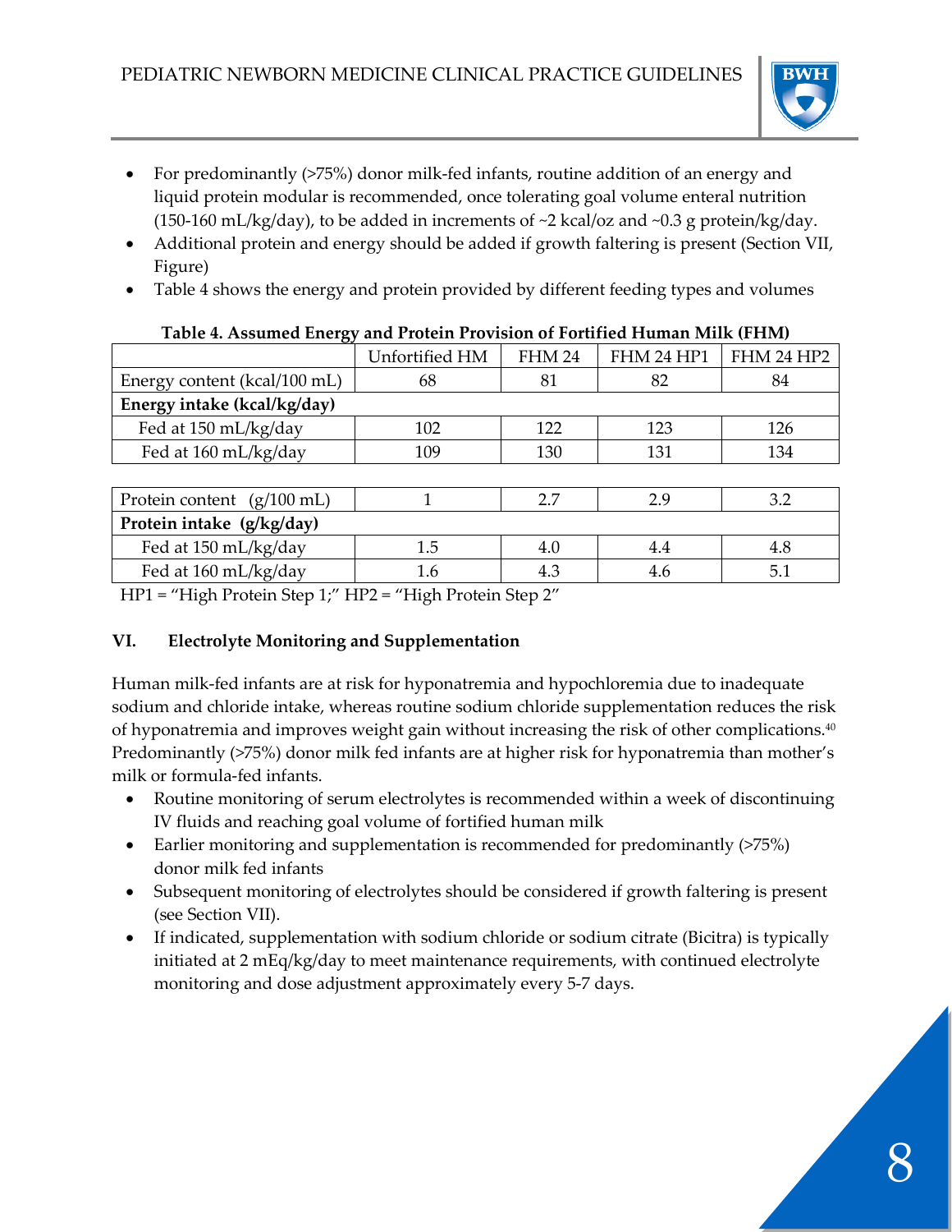- For predominantly (>75%) donor milk-fed infants, routine addition of an energy and liquid protein modular is recommended, once tolerating goal volume enteral nutrition (150-160 mL/kg/day), to be added in increments of ~2 kcal/oz and ~0.3 g protein/kg/day.
- Additional protein and energy should be added if growth faltering is present (Section VII, Figure)
- Table 4 shows the energy and protein provided by different feeding types and volumes

**Table 4. Assumed Energy and Protein Provision of Fortified Human Milk (FHM)**

| | Unfortified HM | FHM 24 | FHM 24 HP1 | FHM 24 HP2 |
|---|---|---|---|---|
| Energy content (kcal/100 mL) | 68 | 81 | 82 | 84 |
| **Energy intake (kcal/kg/day)** | | | | |
| Fed at 150 mL/kg/day | 102 | 122 | 123 | 126 |
| Fed at 160 mL/kg/day | 109 | 130 | 131 | 134 |
| Protein content (g/100 mL) | 1 | 2.7 | 2.9 | 3.2 |
| **Protein intake (g/kg/day)** | | | | |
| Fed at 150 mL/kg/day | 1.5 | 4.0 | 4.4 | 4.8 |
| Fed at 160 mL/kg/day | 1.6 | 4.3 | 4.6 | 5.1 |

HP1 = "High Protein Step 1;" HP2 = "High Protein Step 2"

## VI. Electrolyte Monitoring and Supplementation

Human milk-fed infants are at risk for hyponatremia and hypochloremia due to inadequate sodium and chloride intake, whereas routine sodium chloride supplementation reduces the risk of hyponatremia and improves weight gain without increasing the risk of other complications.[40] Predominantly (>75%) donor milk fed infants are at higher risk for hyponatremia than mother's milk or formula-fed infants.

- Routine monitoring of serum electrolytes is recommended within a week of discontinuing IV fluids and reaching goal volume of fortified human milk
- Earlier monitoring and supplementation is recommended for predominantly (>75%) donor milk fed infants
- Subsequent monitoring of electrolytes should be considered if growth faltering is present (see Section VII).
- If indicated, supplementation with sodium chloride or sodium citrate (Bicitra) is typically initiated at 2 mEq/kg/day to meet maintenance requirements, with continued electrolyte monitoring and dose adjustment approximately every 5-7 days.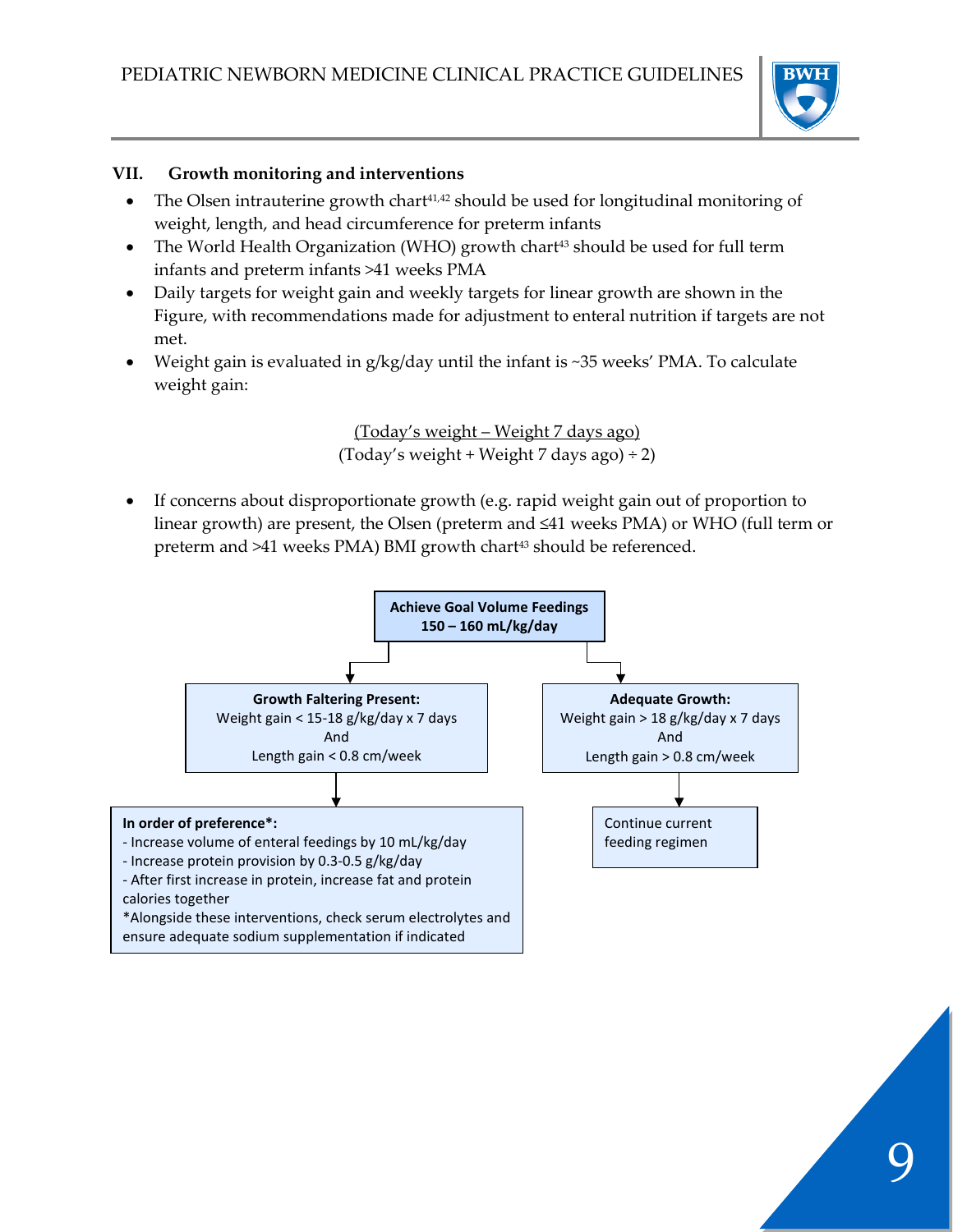## VII. Growth monitoring and interventions

- The Olsen intrauterine growth chart[41,42] should be used for longitudinal monitoring of weight, length, and head circumference for preterm infants
- The World Health Organization (WHO) growth chart[43] should be used for full term infants and preterm infants >41 weeks PMA
- Daily targets for weight gain and weekly targets for linear growth are shown in the Figure, with recommendations made for adjustment to enteral nutrition if targets are not met.
- Weight gain is evaluated in g/kg/day until the infant is ~35 weeks' PMA. To calculate weight gain:

$$\frac{\text{(Today's weight} - \text{Weight 7 days ago)}}{\text{(Today's weight} + \text{Weight 7 days ago)} \div 2}$$

- If concerns about disproportionate growth (e.g. rapid weight gain out of proportion to linear growth) are present, the Olsen (preterm and ≤41 weeks PMA) or WHO (full term or preterm and >41 weeks PMA) BMI growth chart[43] should be referenced.

**Achieve Goal Volume Feedings**
**150 – 160 mL/kg/day**

→ **Growth Faltering Present:**
Weight gain < 15-18 g/kg/day x 7 days
And
Length gain < 0.8 cm/week

→ **In order of preference*:**
- Increase volume of enteral feedings by 10 mL/kg/day
- Increase protein provision by 0.3-0.5 g/kg/day
- After first increase in protein, increase fat and protein calories together

*Alongside these interventions, check serum electrolytes and ensure adequate sodium supplementation if indicated

→ **Adequate Growth:**
Weight gain > 18 g/kg/day x 7 days
And
Length gain > 0.8 cm/week

→ Continue current feeding regimen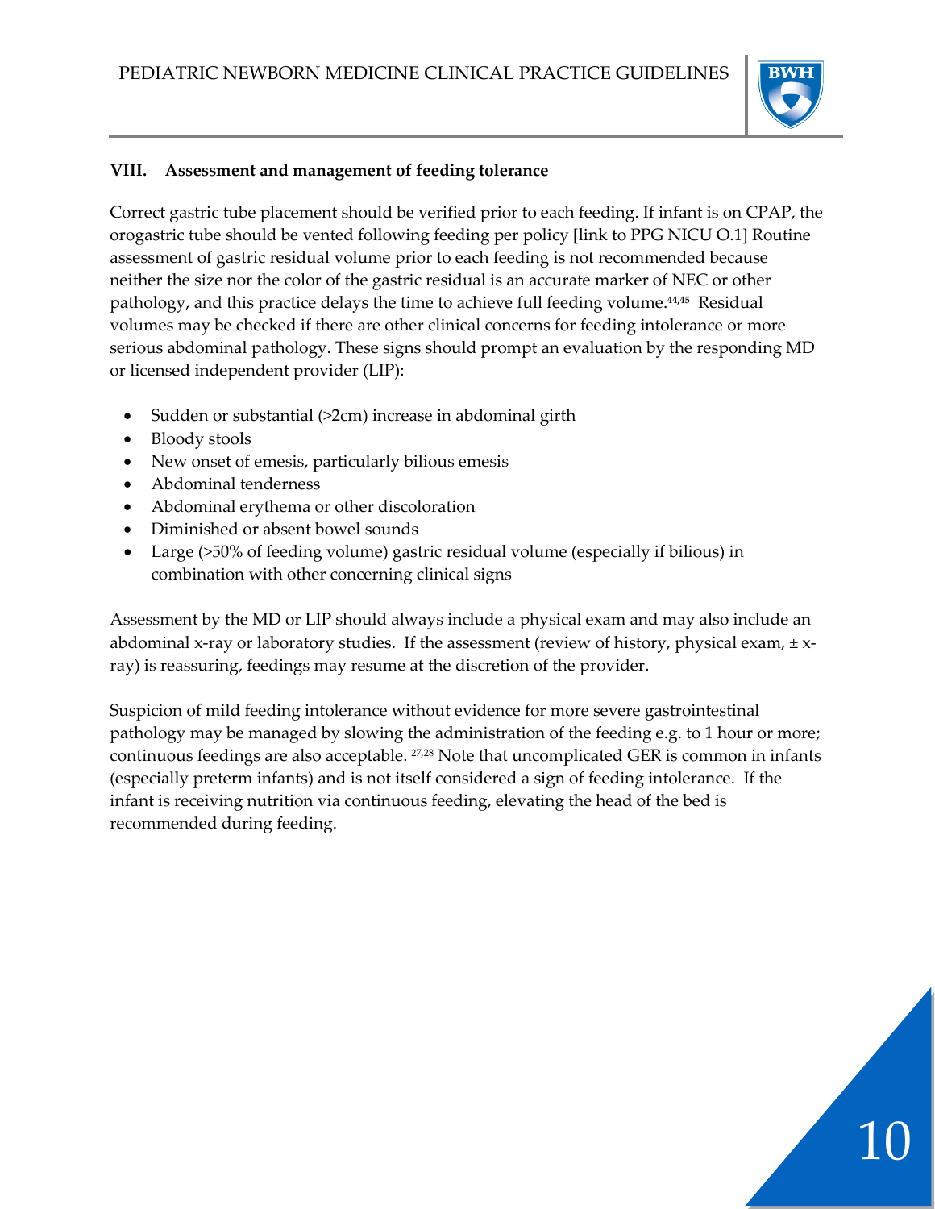### VIII. Assessment and management of feeding tolerance

Correct gastric tube placement should be verified prior to each feeding. If infant is on CPAP, the orogastric tube should be vented following feeding per policy [link to PPG NICU O.1] Routine assessment of gastric residual volume prior to each feeding is not recommended because neither the size nor the color of the gastric residual is an accurate marker of NEC or other pathology, and this practice delays the time to achieve full feeding volume.[44,45] Residual volumes may be checked if there are other clinical concerns for feeding intolerance or more serious abdominal pathology. These signs should prompt an evaluation by the responding MD or licensed independent provider (LIP):

- Sudden or substantial (>2cm) increase in abdominal girth
- Bloody stools
- New onset of emesis, particularly bilious emesis
- Abdominal tenderness
- Abdominal erythema or other discoloration
- Diminished or absent bowel sounds
- Large (>50% of feeding volume) gastric residual volume (especially if bilious) in combination with other concerning clinical signs

Assessment by the MD or LIP should always include a physical exam and may also include an abdominal x-ray or laboratory studies. If the assessment (review of history, physical exam, ± x-ray) is reassuring, feedings may resume at the discretion of the provider.

Suspicion of mild feeding intolerance without evidence for more severe gastrointestinal pathology may be managed by slowing the administration of the feeding e.g. to 1 hour or more; continuous feedings are also acceptable. [27,28] Note that uncomplicated GER is common in infants (especially preterm infants) and is not itself considered a sign of feeding intolerance. If the infant is receiving nutrition via continuous feeding, elevating the head of the bed is recommended during feeding.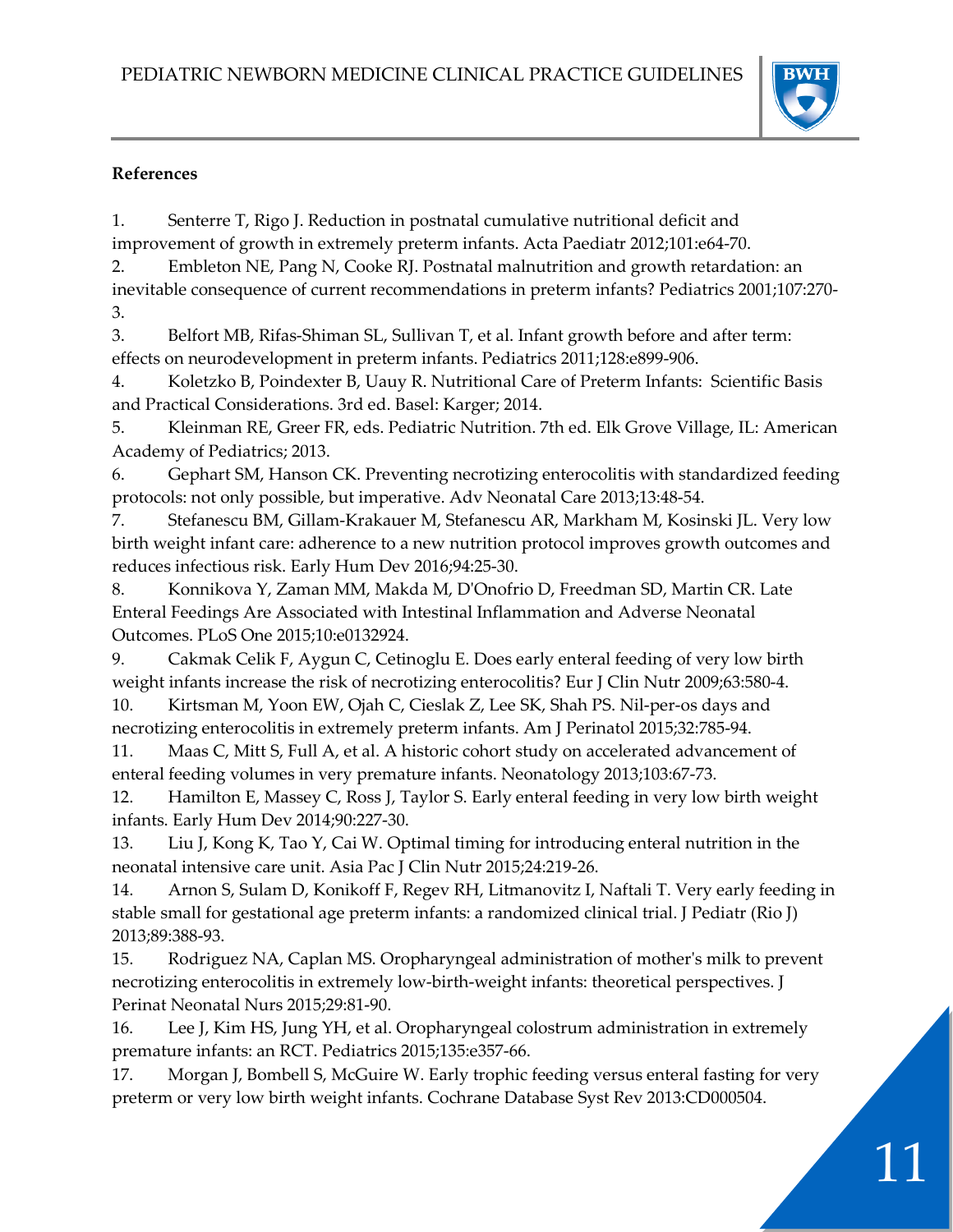**References**

1. Senterre T, Rigo J. Reduction in postnatal cumulative nutritional deficit and improvement of growth in extremely preterm infants. Acta Paediatr 2012;101:e64-70.
2. Embleton NE, Pang N, Cooke RJ. Postnatal malnutrition and growth retardation: an inevitable consequence of current recommendations in preterm infants? Pediatrics 2001;107:270-3.
3. Belfort MB, Rifas-Shiman SL, Sullivan T, et al. Infant growth before and after term: effects on neurodevelopment in preterm infants. Pediatrics 2011;128:e899-906.
4. Koletzko B, Poindexter B, Uauy R. Nutritional Care of Preterm Infants: Scientific Basis and Practical Considerations. 3rd ed. Basel: Karger; 2014.
5. Kleinman RE, Greer FR, eds. Pediatric Nutrition. 7th ed. Elk Grove Village, IL: American Academy of Pediatrics; 2013.
6. Gephart SM, Hanson CK. Preventing necrotizing enterocolitis with standardized feeding protocols: not only possible, but imperative. Adv Neonatal Care 2013;13:48-54.
7. Stefanescu BM, Gillam-Krakauer M, Stefanescu AR, Markham M, Kosinski JL. Very low birth weight infant care: adherence to a new nutrition protocol improves growth outcomes and reduces infectious risk. Early Hum Dev 2016;94:25-30.
8. Konnikova Y, Zaman MM, Makda M, D'Onofrio D, Freedman SD, Martin CR. Late Enteral Feedings Are Associated with Intestinal Inflammation and Adverse Neonatal Outcomes. PLoS One 2015;10:e0132924.
9. Cakmak Celik F, Aygun C, Cetinoglu E. Does early enteral feeding of very low birth weight infants increase the risk of necrotizing enterocolitis? Eur J Clin Nutr 2009;63:580-4.
10. Kirtsman M, Yoon EW, Ojah C, Cieslak Z, Lee SK, Shah PS. Nil-per-os days and necrotizing enterocolitis in extremely preterm infants. Am J Perinatol 2015;32:785-94.
11. Maas C, Mitt S, Full A, et al. A historic cohort study on accelerated advancement of enteral feeding volumes in very premature infants. Neonatology 2013;103:67-73.
12. Hamilton E, Massey C, Ross J, Taylor S. Early enteral feeding in very low birth weight infants. Early Hum Dev 2014;90:227-30.
13. Liu J, Kong K, Tao Y, Cai W. Optimal timing for introducing enteral nutrition in the neonatal intensive care unit. Asia Pac J Clin Nutr 2015;24:219-26.
14. Arnon S, Sulam D, Konikoff F, Regev RH, Litmanovitz I, Naftali T. Very early feeding in stable small for gestational age preterm infants: a randomized clinical trial. J Pediatr (Rio J) 2013;89:388-93.
15. Rodriguez NA, Caplan MS. Oropharyngeal administration of mother's milk to prevent necrotizing enterocolitis in extremely low-birth-weight infants: theoretical perspectives. J Perinat Neonatal Nurs 2015;29:81-90.
16. Lee J, Kim HS, Jung YH, et al. Oropharyngeal colostrum administration in extremely premature infants: an RCT. Pediatrics 2015;135:e357-66.
17. Morgan J, Bombell S, McGuire W. Early trophic feeding versus enteral fasting for very preterm or very low birth weight infants. Cochrane Database Syst Rev 2013:CD000504.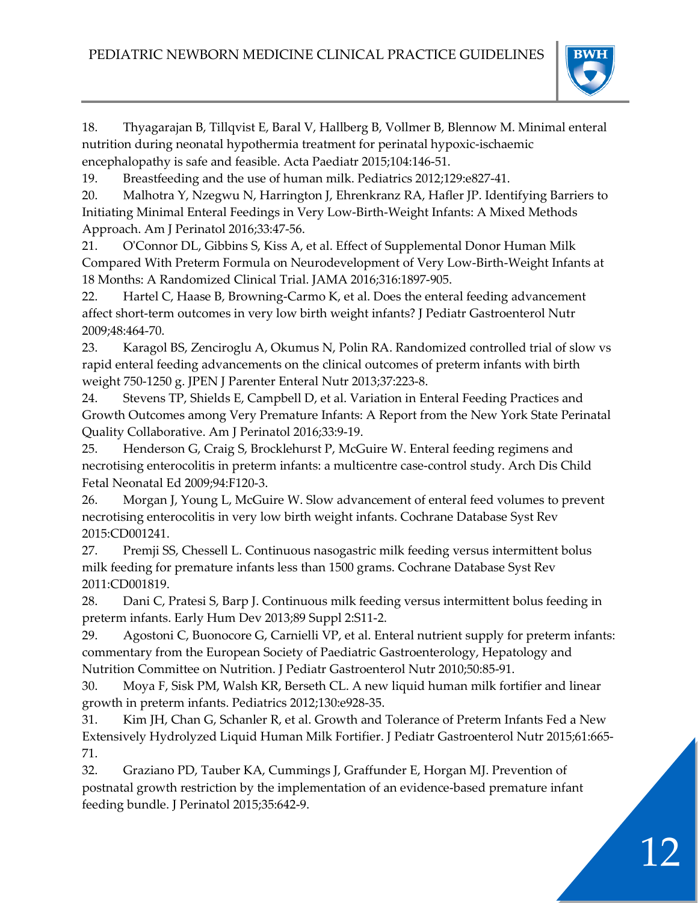18. Thyagarajan B, Tillqvist E, Baral V, Hallberg B, Vollmer B, Blennow M. Minimal enteral nutrition during neonatal hypothermia treatment for perinatal hypoxic-ischaemic encephalopathy is safe and feasible. Acta Paediatr 2015;104:146-51.
19. Breastfeeding and the use of human milk. Pediatrics 2012;129:e827-41.
20. Malhotra Y, Nzegwu N, Harrington J, Ehrenkranz RA, Hafler JP. Identifying Barriers to Initiating Minimal Enteral Feedings in Very Low-Birth-Weight Infants: A Mixed Methods Approach. Am J Perinatol 2016;33:47-56.
21. O'Connor DL, Gibbins S, Kiss A, et al. Effect of Supplemental Donor Human Milk Compared With Preterm Formula on Neurodevelopment of Very Low-Birth-Weight Infants at 18 Months: A Randomized Clinical Trial. JAMA 2016;316:1897-905.
22. Hartel C, Haase B, Browning-Carmo K, et al. Does the enteral feeding advancement affect short-term outcomes in very low birth weight infants? J Pediatr Gastroenterol Nutr 2009;48:464-70.
23. Karagol BS, Zenciroglu A, Okumus N, Polin RA. Randomized controlled trial of slow vs rapid enteral feeding advancements on the clinical outcomes of preterm infants with birth weight 750-1250 g. JPEN J Parenter Enteral Nutr 2013;37:223-8.
24. Stevens TP, Shields E, Campbell D, et al. Variation in Enteral Feeding Practices and Growth Outcomes among Very Premature Infants: A Report from the New York State Perinatal Quality Collaborative. Am J Perinatol 2016;33:9-19.
25. Henderson G, Craig S, Brocklehurst P, McGuire W. Enteral feeding regimens and necrotising enterocolitis in preterm infants: a multicentre case-control study. Arch Dis Child Fetal Neonatal Ed 2009;94:F120-3.
26. Morgan J, Young L, McGuire W. Slow advancement of enteral feed volumes to prevent necrotising enterocolitis in very low birth weight infants. Cochrane Database Syst Rev 2015:CD001241.
27. Premji SS, Chessell L. Continuous nasogastric milk feeding versus intermittent bolus milk feeding for premature infants less than 1500 grams. Cochrane Database Syst Rev 2011:CD001819.
28. Dani C, Pratesi S, Barp J. Continuous milk feeding versus intermittent bolus feeding in preterm infants. Early Hum Dev 2013;89 Suppl 2:S11-2.
29. Agostoni C, Buonocore G, Carnielli VP, et al. Enteral nutrient supply for preterm infants: commentary from the European Society of Paediatric Gastroenterology, Hepatology and Nutrition Committee on Nutrition. J Pediatr Gastroenterol Nutr 2010;50:85-91.
30. Moya F, Sisk PM, Walsh KR, Berseth CL. A new liquid human milk fortifier and linear growth in preterm infants. Pediatrics 2012;130:e928-35.
31. Kim JH, Chan G, Schanler R, et al. Growth and Tolerance of Preterm Infants Fed a New Extensively Hydrolyzed Liquid Human Milk Fortifier. J Pediatr Gastroenterol Nutr 2015;61:665-71.
32. Graziano PD, Tauber KA, Cummings J, Graffunder E, Horgan MJ. Prevention of postnatal growth restriction by the implementation of an evidence-based premature infant feeding bundle. J Perinatol 2015;35:642-9.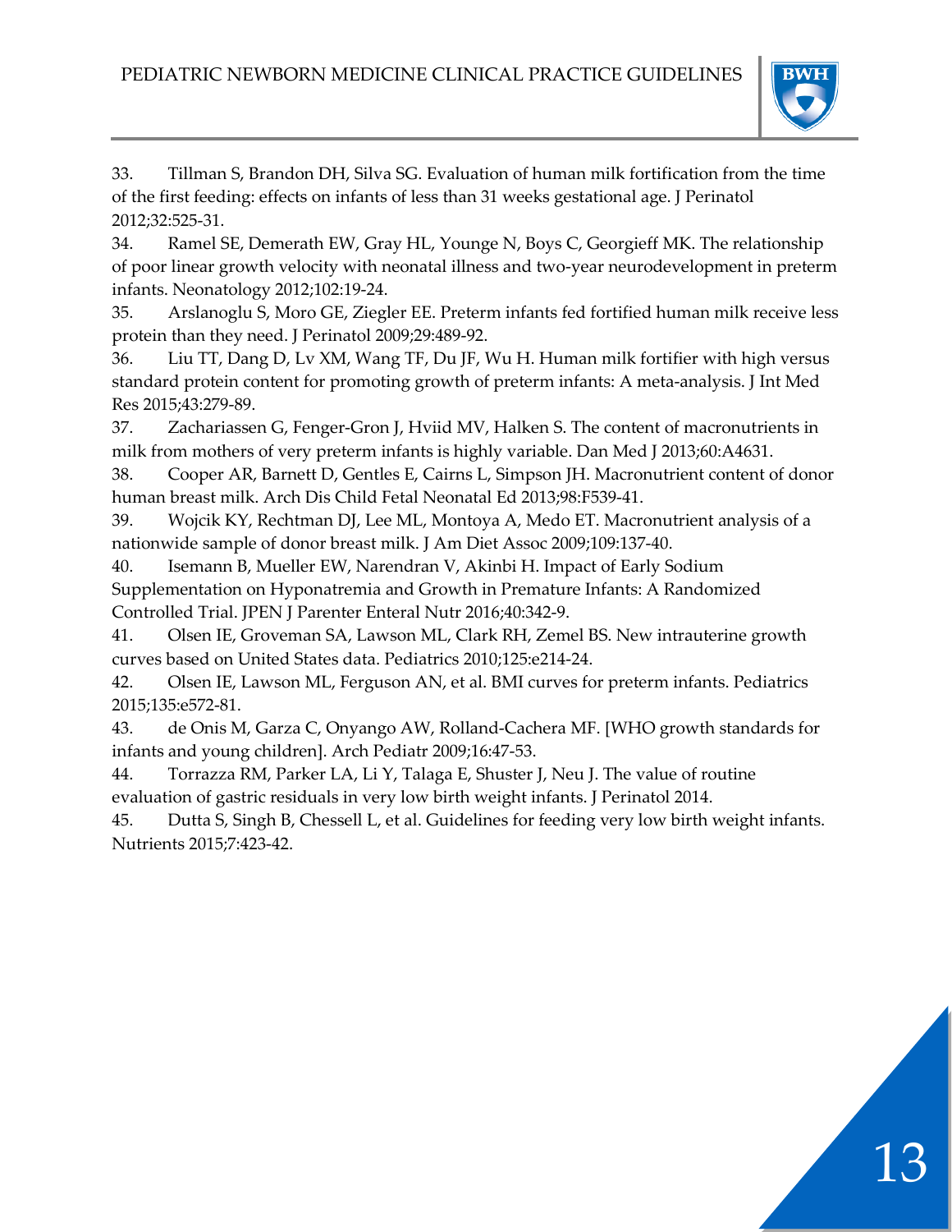33. Tillman S, Brandon DH, Silva SG. Evaluation of human milk fortification from the time of the first feeding: effects on infants of less than 31 weeks gestational age. J Perinatol 2012;32:525-31.

34. Ramel SE, Demerath EW, Gray HL, Younge N, Boys C, Georgieff MK. The relationship of poor linear growth velocity with neonatal illness and two-year neurodevelopment in preterm infants. Neonatology 2012;102:19-24.

35. Arslanoglu S, Moro GE, Ziegler EE. Preterm infants fed fortified human milk receive less protein than they need. J Perinatol 2009;29:489-92.

36. Liu TT, Dang D, Lv XM, Wang TF, Du JF, Wu H. Human milk fortifier with high versus standard protein content for promoting growth of preterm infants: A meta-analysis. J Int Med Res 2015;43:279-89.

37. Zachariassen G, Fenger-Gron J, Hviid MV, Halken S. The content of macronutrients in milk from mothers of very preterm infants is highly variable. Dan Med J 2013;60:A4631.

38. Cooper AR, Barnett D, Gentles E, Cairns L, Simpson JH. Macronutrient content of donor human breast milk. Arch Dis Child Fetal Neonatal Ed 2013;98:F539-41.

39. Wojcik KY, Rechtman DJ, Lee ML, Montoya A, Medo ET. Macronutrient analysis of a nationwide sample of donor breast milk. J Am Diet Assoc 2009;109:137-40.

40. Isemann B, Mueller EW, Narendran V, Akinbi H. Impact of Early Sodium Supplementation on Hyponatremia and Growth in Premature Infants: A Randomized Controlled Trial. JPEN J Parenter Enteral Nutr 2016;40:342-9.

41. Olsen IE, Groveman SA, Lawson ML, Clark RH, Zemel BS. New intrauterine growth curves based on United States data. Pediatrics 2010;125:e214-24.

42. Olsen IE, Lawson ML, Ferguson AN, et al. BMI curves for preterm infants. Pediatrics 2015;135:e572-81.

43. de Onis M, Garza C, Onyango AW, Rolland-Cachera MF. [WHO growth standards for infants and young children]. Arch Pediatr 2009;16:47-53.

44. Torrazza RM, Parker LA, Li Y, Talaga E, Shuster J, Neu J. The value of routine evaluation of gastric residuals in very low birth weight infants. J Perinatol 2014.

45. Dutta S, Singh B, Chessell L, et al. Guidelines for feeding very low birth weight infants. Nutrients 2015;7:423-42.